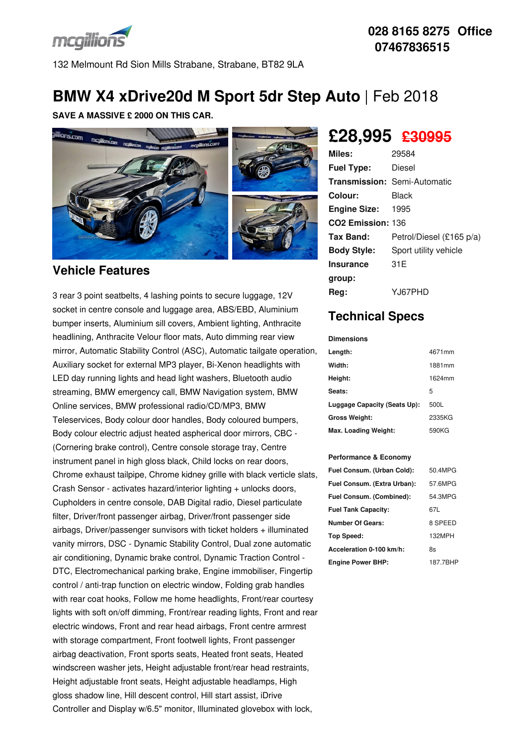mcgillions

**028 8165 8275 Office**
**07467836515**

132 Melmount Rd Sion Mills Strabane, Strabane, BT82 9LA

# BMW X4 xDrive20d M Sport 5dr Step Auto | Feb 2018

**SAVE A MASSIVE £ 2000 ON THIS CAR.**

## £28,995 ~~£30995~~

| | |
|---|---|
| **Miles:** | 29584 |
| **Fuel Type:** | Diesel |
| **Transmission:** | Semi-Automatic |
| **Colour:** | Black |
| **Engine Size:** | 1995 |
| **CO2 Emission:** | 136 |
| **Tax Band:** | Petrol/Diesel (£165 p/a) |
| **Body Style:** | Sport utility vehicle |
| **Insurance group:** | 31E |
| **Reg:** | YJ67PHD |

## Technical Specs

**Dimensions**

| | |
|---|---|
| **Length:** | 4671mm |
| **Width:** | 1881mm |
| **Height:** | 1624mm |
| **Seats:** | 5 |
| **Luggage Capacity (Seats Up):** | 500L |
| **Gross Weight:** | 2335KG |
| **Max. Loading Weight:** | 590KG |

**Performance & Economy**

| | |
|---|---|
| **Fuel Consum. (Urban Cold):** | 50.4MPG |
| **Fuel Consum. (Extra Urban):** | 57.6MPG |
| **Fuel Consum. (Combined):** | 54.3MPG |
| **Fuel Tank Capacity:** | 67L |
| **Number Of Gears:** | 8 SPEED |
| **Top Speed:** | 132MPH |
| **Acceleration 0-100 km/h:** | 8s |
| **Engine Power BHP:** | 187.7BHP |

## Vehicle Features

3 rear 3 point seatbelts, 4 lashing points to secure luggage, 12V socket in centre console and luggage area, ABS/EBD, Aluminium bumper inserts, Aluminium sill covers, Ambient lighting, Anthracite headlining, Anthracite Velour floor mats, Auto dimming rear view mirror, Automatic Stability Control (ASC), Automatic tailgate operation, Auxiliary socket for external MP3 player, Bi-Xenon headlights with LED day running lights and head light washers, Bluetooth audio streaming, BMW emergency call, BMW Navigation system, BMW Online services, BMW professional radio/CD/MP3, BMW Teleservices, Body colour door handles, Body coloured bumpers, Body colour electric adjust heated aspherical door mirrors, CBC - (Cornering brake control), Centre console storage tray, Centre instrument panel in high gloss black, Child locks on rear doors, Chrome exhaust tailpipe, Chrome kidney grille with black verticle slats, Crash Sensor - activates hazard/interior lighting + unlocks doors, Cupholders in centre console, DAB Digital radio, Diesel particulate filter, Driver/front passenger airbag, Driver/front passenger side airbags, Driver/passenger sunvisors with ticket holders + illuminated vanity mirrors, DSC - Dynamic Stability Control, Dual zone automatic air conditioning, Dynamic brake control, Dynamic Traction Control - DTC, Electromechanical parking brake, Engine immobiliser, Fingertip control / anti-trap function on electric window, Folding grab handles with rear coat hooks, Follow me home headlights, Front/rear courtesy lights with soft on/off dimming, Front/rear reading lights, Front and rear electric windows, Front and rear head airbags, Front centre armrest with storage compartment, Front footwell lights, Front passenger airbag deactivation, Front sports seats, Heated front seats, Heated windscreen washer jets, Height adjustable front/rear head restraints, Height adjustable front seats, Height adjustable headlamps, High gloss shadow line, Hill descent control, Hill start assist, iDrive Controller and Display w/6.5" monitor, Illuminated glovebox with lock,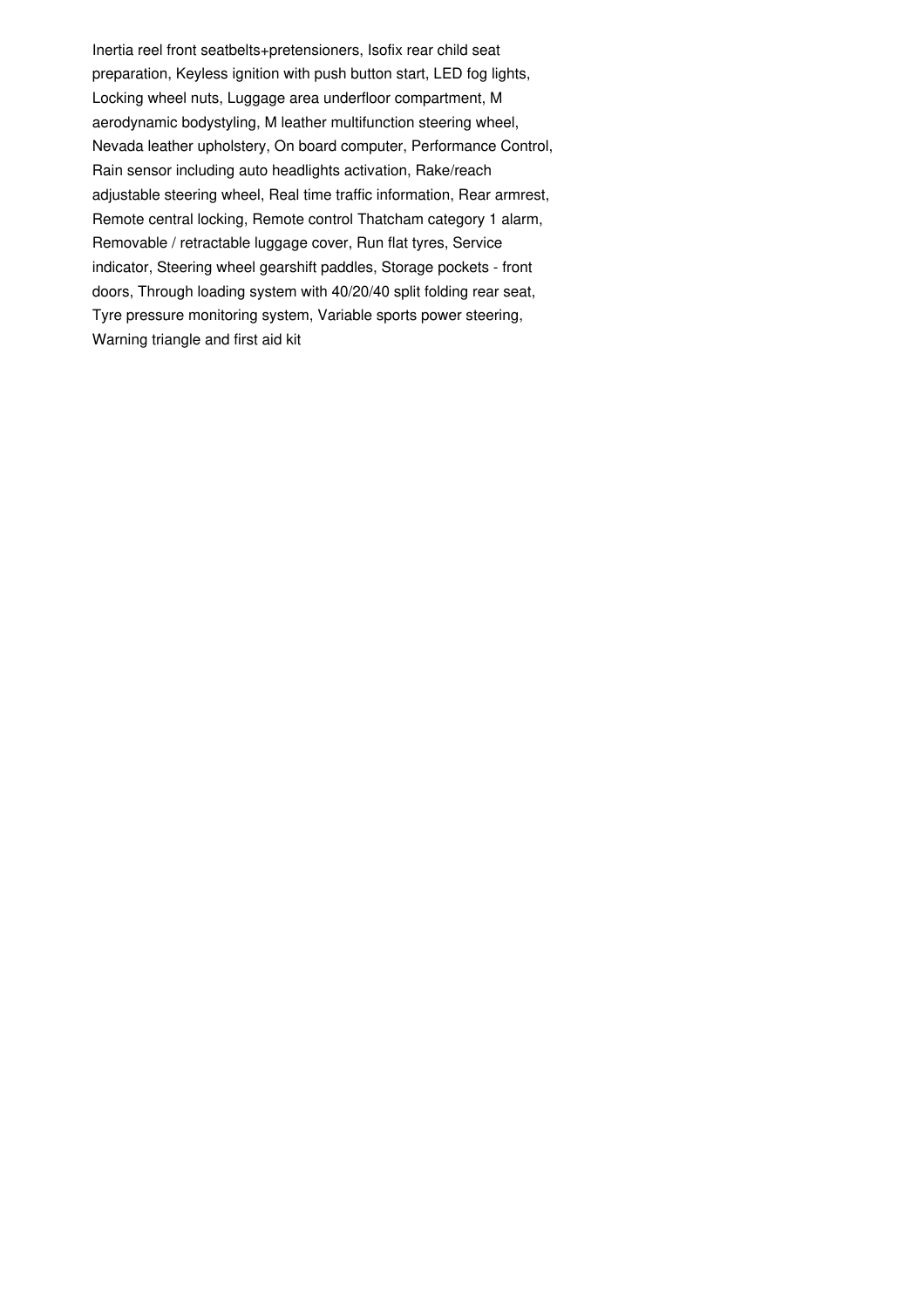Inertia reel front seatbelts+pretensioners, Isofix rear child seat preparation, Keyless ignition with push button start, LED fog lights, Locking wheel nuts, Luggage area underfloor compartment, M aerodynamic bodystyling, M leather multifunction steering wheel, Nevada leather upholstery, On board computer, Performance Control, Rain sensor including auto headlights activation, Rake/reach adjustable steering wheel, Real time traffic information, Rear armrest, Remote central locking, Remote control Thatcham category 1 alarm, Removable / retractable luggage cover, Run flat tyres, Service indicator, Steering wheel gearshift paddles, Storage pockets - front doors, Through loading system with 40/20/40 split folding rear seat, Tyre pressure monitoring system, Variable sports power steering, Warning triangle and first aid kit